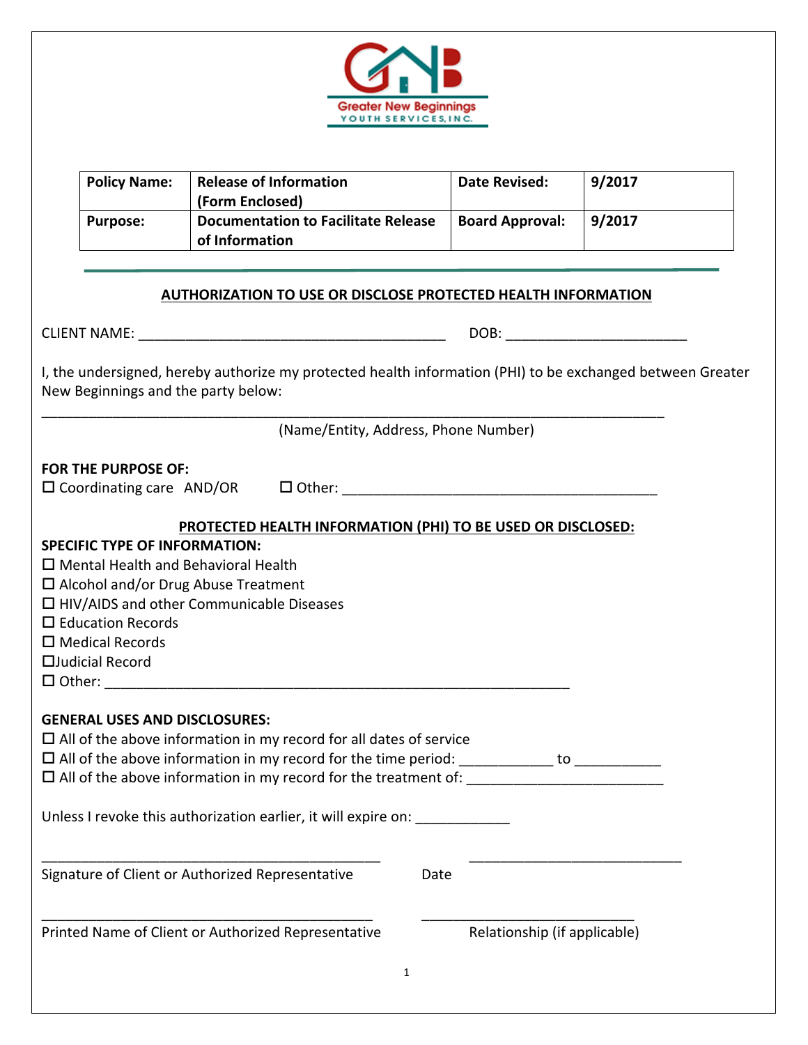Greater New Beginnings
YOUTH SERVICES, INC.

| **Policy Name:** | **Release of Information (Form Enclosed)** | **Date Revised:** | **9/2017** |
|---|---|---|---|
| **Purpose:** | **Documentation to Facilitate Release of Information** | **Board Approval:** | **9/2017** |

## AUTHORIZATION TO USE OR DISCLOSE PROTECTED HEALTH INFORMATION

CLIENT NAME: ________________________________________ DOB: _______________________

I, the undersigned, hereby authorize my protected health information (PHI) to be exchanged between Greater New Beginnings and the party below:

_________________________________________________________________________________

(Name/Entity, Address, Phone Number)

**FOR THE PURPOSE OF:**

☐ Coordinating care AND/OR ☐ Other: _________________________________________

### PROTECTED HEALTH INFORMATION (PHI) TO BE USED OR DISCLOSED:

**SPECIFIC TYPE OF INFORMATION:**

☐ Mental Health and Behavioral Health
☐ Alcohol and/or Drug Abuse Treatment
☐ HIV/AIDS and other Communicable Diseases
☐ Education Records
☐ Medical Records
☐Judicial Record
☐ Other: _____________________________________________________________

**GENERAL USES AND DISCLOSURES:**

☐ All of the above information in my record for all dates of service
☐ All of the above information in my record for the time period: ____________ to ___________
☐ All of the above information in my record for the treatment of: _________________________

Unless I revoke this authorization earlier, it will expire on: ____________

_____________________________________________ ____________________________
Signature of Client or Authorized Representative Date

_____________________________________________ ____________________________
Printed Name of Client or Authorized Representative Relationship (if applicable)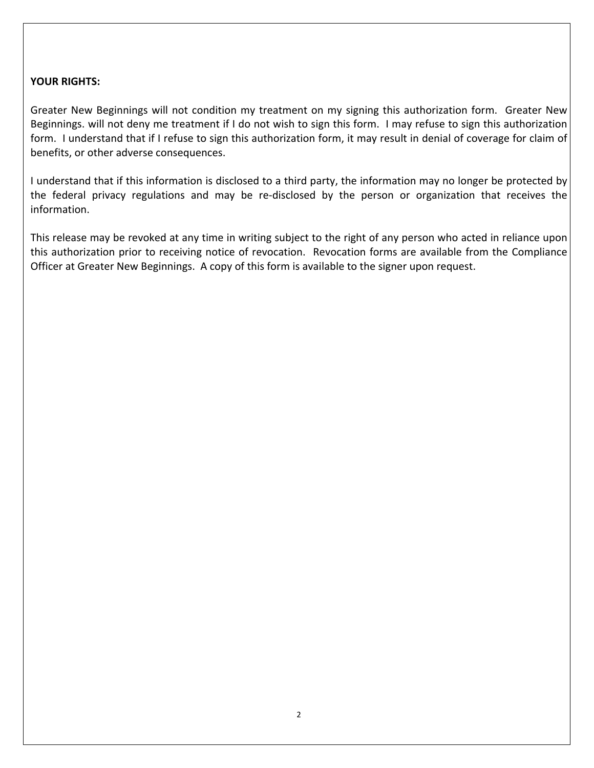**YOUR RIGHTS:**

Greater New Beginnings will not condition my treatment on my signing this authorization form. Greater New Beginnings. will not deny me treatment if I do not wish to sign this form. I may refuse to sign this authorization form. I understand that if I refuse to sign this authorization form, it may result in denial of coverage for claim of benefits, or other adverse consequences.

I understand that if this information is disclosed to a third party, the information may no longer be protected by the federal privacy regulations and may be re-disclosed by the person or organization that receives the information.

This release may be revoked at any time in writing subject to the right of any person who acted in reliance upon this authorization prior to receiving notice of revocation. Revocation forms are available from the Compliance Officer at Greater New Beginnings. A copy of this form is available to the signer upon request.